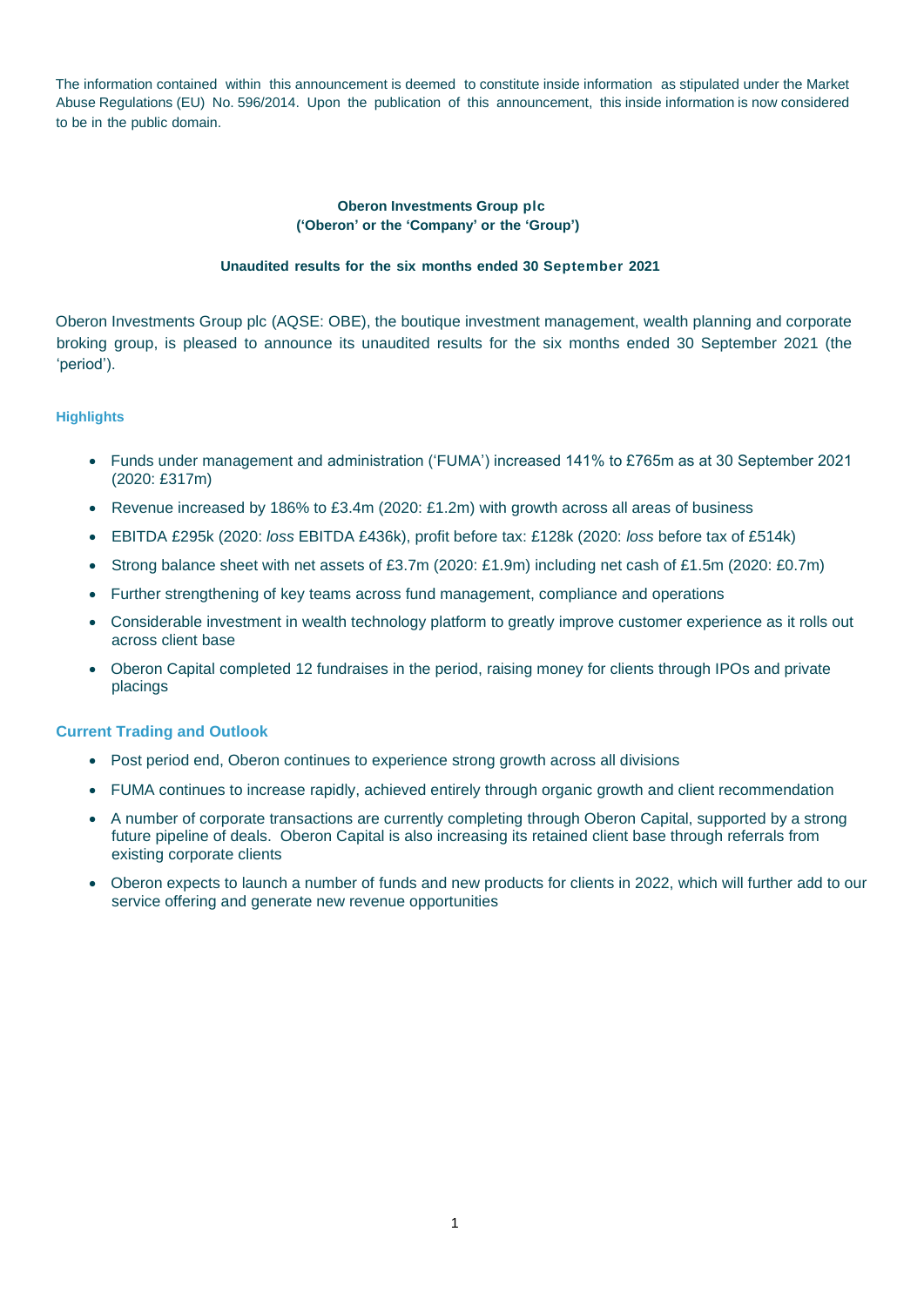The information contained within this announcement is deemed to constitute inside information as stipulated under the Market Abuse Regulations (EU) No. 596/2014. Upon the publication of this announcement, this inside information is now considered to be in the public domain.

**Oberon Investments Group plc**
**('Oberon' or the 'Company' or the 'Group')**

**Unaudited results for the six months ended 30 September 2021**

Oberon Investments Group plc (AQSE: OBE), the boutique investment management, wealth planning and corporate broking group, is pleased to announce its unaudited results for the six months ended 30 September 2021 (the 'period').

## Highlights

- Funds under management and administration ('FUMA') increased 141% to £765m as at 30 September 2021 (2020: £317m)
- Revenue increased by 186% to £3.4m (2020: £1.2m) with growth across all areas of business
- EBITDA £295k (2020: *loss* EBITDA £436k), profit before tax: £128k (2020: *loss* before tax of £514k)
- Strong balance sheet with net assets of £3.7m (2020: £1.9m) including net cash of £1.5m (2020: £0.7m)
- Further strengthening of key teams across fund management, compliance and operations
- Considerable investment in wealth technology platform to greatly improve customer experience as it rolls out across client base
- Oberon Capital completed 12 fundraises in the period, raising money for clients through IPOs and private placings

## Current Trading and Outlook

- Post period end, Oberon continues to experience strong growth across all divisions
- FUMA continues to increase rapidly, achieved entirely through organic growth and client recommendation
- A number of corporate transactions are currently completing through Oberon Capital, supported by a strong future pipeline of deals. Oberon Capital is also increasing its retained client base through referrals from existing corporate clients
- Oberon expects to launch a number of funds and new products for clients in 2022, which will further add to our service offering and generate new revenue opportunities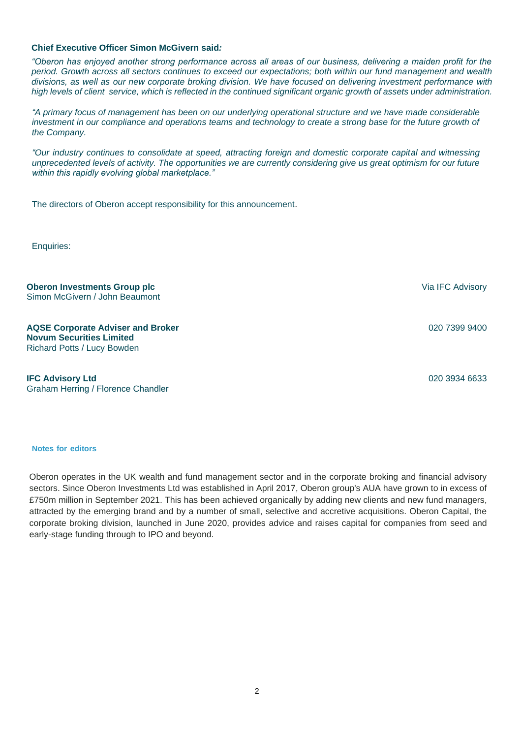**Chief Executive Officer Simon McGivern said:**

*"Oberon has enjoyed another strong performance across all areas of our business, delivering a maiden profit for the period. Growth across all sectors continues to exceed our expectations; both within our fund management and wealth divisions, as well as our new corporate broking division. We have focused on delivering investment performance with high levels of client service, which is reflected in the continued significant organic growth of assets under administration.*

*"A primary focus of management has been on our underlying operational structure and we have made considerable investment in our compliance and operations teams and technology to create a strong base for the future growth of the Company.*

*"Our industry continues to consolidate at speed, attracting foreign and domestic corporate capital and witnessing unprecedented levels of activity. The opportunities we are currently considering give us great optimism for our future within this rapidly evolving global marketplace."*

The directors of Oberon accept responsibility for this announcement.

Enquiries:

| | |
|---|---|
| **Oberon Investments Group plc**<br>Simon McGivern / John Beaumont | Via IFC Advisory |
| **AQSE Corporate Adviser and Broker**<br>**Novum Securities Limited**<br>Richard Potts / Lucy Bowden | 020 7399 9400 |
| **IFC Advisory Ltd**<br>Graham Herring / Florence Chandler | 020 3934 6633 |

**Notes for editors**

Oberon operates in the UK wealth and fund management sector and in the corporate broking and financial advisory sectors. Since Oberon Investments Ltd was established in April 2017, Oberon group's AUA have grown to in excess of £750m million in September 2021. This has been achieved organically by adding new clients and new fund managers, attracted by the emerging brand and by a number of small, selective and accretive acquisitions. Oberon Capital, the corporate broking division, launched in June 2020, provides advice and raises capital for companies from seed and early-stage funding through to IPO and beyond.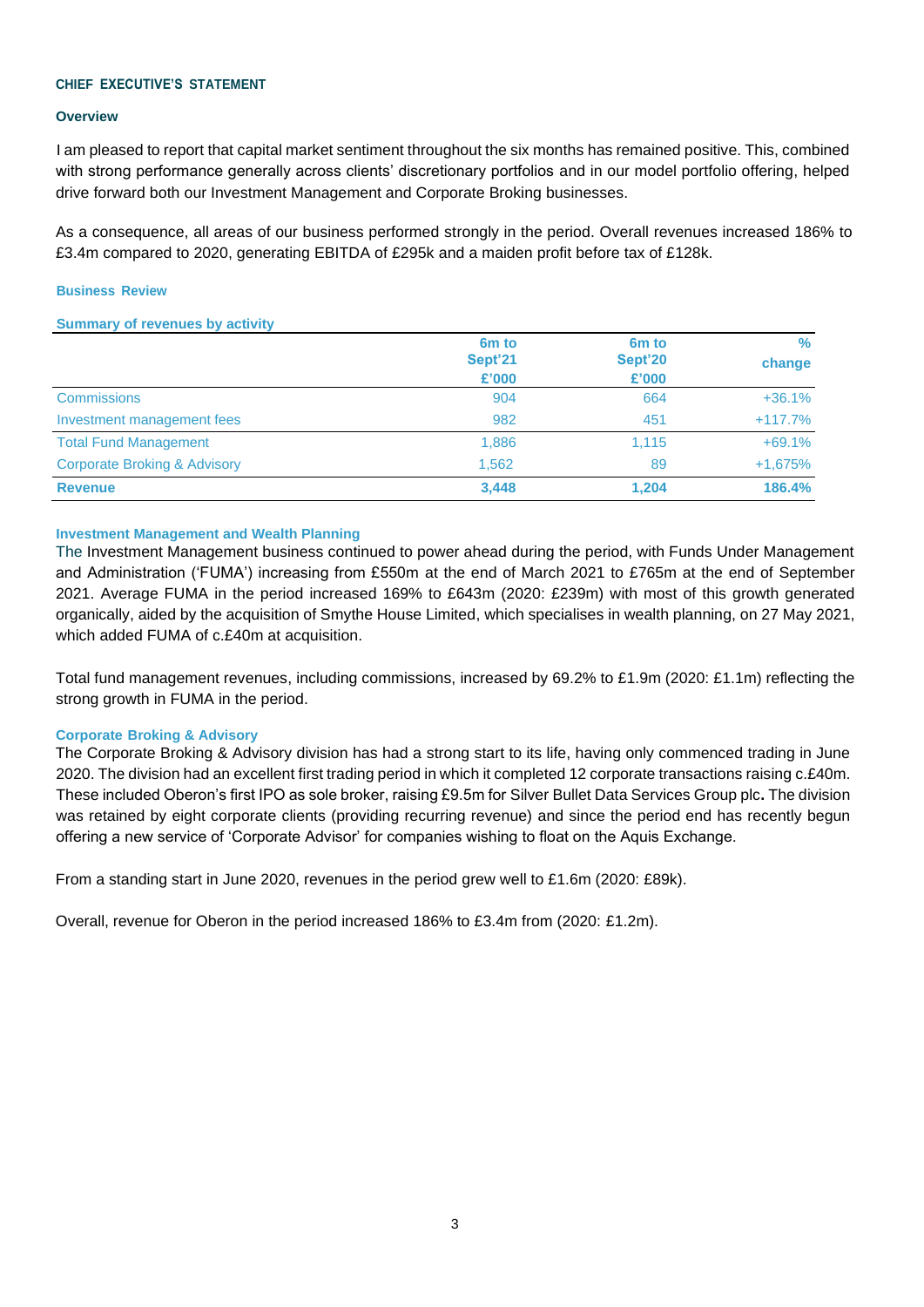## CHIEF EXECUTIVE'S STATEMENT

### Overview

I am pleased to report that capital market sentiment throughout the six months has remained positive. This, combined with strong performance generally across clients' discretionary portfolios and in our model portfolio offering, helped drive forward both our Investment Management and Corporate Broking businesses.

As a consequence, all areas of our business performed strongly in the period. Overall revenues increased 186% to £3.4m compared to 2020, generating EBITDA of £295k and a maiden profit before tax of £128k.

### Business Review

**Summary of revenues by activity**

| | 6m to Sept'21 £'000 | 6m to Sept'20 £'000 | % change |
|---|---|---|---|
| Commissions | 904 | 664 | +36.1% |
| Investment management fees | 982 | 451 | +117.7% |
| Total Fund Management | 1,886 | 1,115 | +69.1% |
| Corporate Broking & Advisory | 1,562 | 89 | +1,675% |
| **Revenue** | **3,448** | **1,204** | **186.4%** |

**Investment Management and Wealth Planning**

The Investment Management business continued to power ahead during the period, with Funds Under Management and Administration ('FUMA') increasing from £550m at the end of March 2021 to £765m at the end of September 2021. Average FUMA in the period increased 169% to £643m (2020: £239m) with most of this growth generated organically, aided by the acquisition of Smythe House Limited, which specialises in wealth planning, on 27 May 2021, which added FUMA of c.£40m at acquisition.

Total fund management revenues, including commissions, increased by 69.2% to £1.9m (2020: £1.1m) reflecting the strong growth in FUMA in the period.

**Corporate Broking & Advisory**

The Corporate Broking & Advisory division has had a strong start to its life, having only commenced trading in June 2020. The division had an excellent first trading period in which it completed 12 corporate transactions raising c.£40m. These included Oberon's first IPO as sole broker, raising £9.5m for Silver Bullet Data Services Group plc. The division was retained by eight corporate clients (providing recurring revenue) and since the period end has recently begun offering a new service of 'Corporate Advisor' for companies wishing to float on the Aquis Exchange.

From a standing start in June 2020, revenues in the period grew well to £1.6m (2020: £89k).

Overall, revenue for Oberon in the period increased 186% to £3.4m from (2020: £1.2m).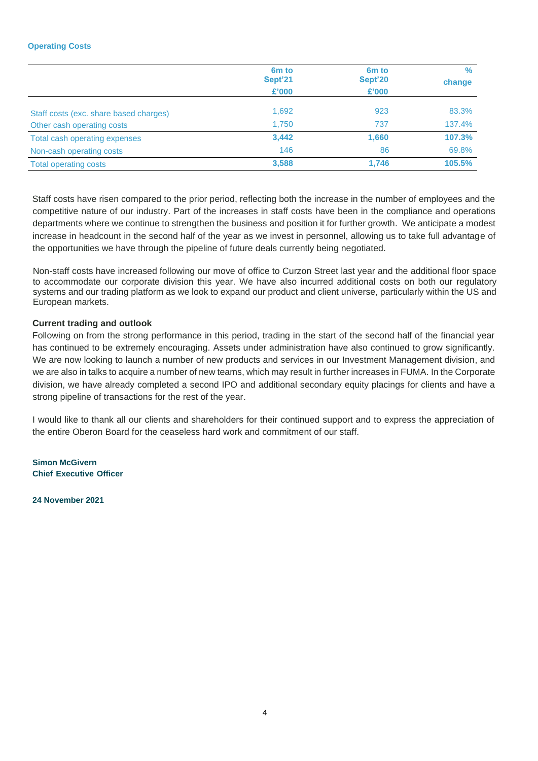**Operating Costs**

| | 6m to Sept'21 £'000 | 6m to Sept'20 £'000 | % change |
|---|---|---|---|
| Staff costs (exc. share based charges) | 1,692 | 923 | 83.3% |
| Other cash operating costs | 1,750 | 737 | 137.4% |
| Total cash operating expenses | **3,442** | **1,660** | **107.3%** |
| Non-cash operating costs | 146 | 86 | 69.8% |
| Total operating costs | **3,588** | **1,746** | **105.5%** |

Staff costs have risen compared to the prior period, reflecting both the increase in the number of employees and the competitive nature of our industry. Part of the increases in staff costs have been in the compliance and operations departments where we continue to strengthen the business and position it for further growth. We anticipate a modest increase in headcount in the second half of the year as we invest in personnel, allowing us to take full advantage of the opportunities we have through the pipeline of future deals currently being negotiated.

Non-staff costs have increased following our move of office to Curzon Street last year and the additional floor space to accommodate our corporate division this year. We have also incurred additional costs on both our regulatory systems and our trading platform as we look to expand our product and client universe, particularly within the US and European markets.

**Current trading and outlook**

Following on from the strong performance in this period, trading in the start of the second half of the financial year has continued to be extremely encouraging. Assets under administration have also continued to grow significantly. We are now looking to launch a number of new products and services in our Investment Management division, and we are also in talks to acquire a number of new teams, which may result in further increases in FUMA. In the Corporate division, we have already completed a second IPO and additional secondary equity placings for clients and have a strong pipeline of transactions for the rest of the year.

I would like to thank all our clients and shareholders for their continued support and to express the appreciation of the entire Oberon Board for the ceaseless hard work and commitment of our staff.

**Simon McGivern**
**Chief Executive Officer**

**24 November 2021**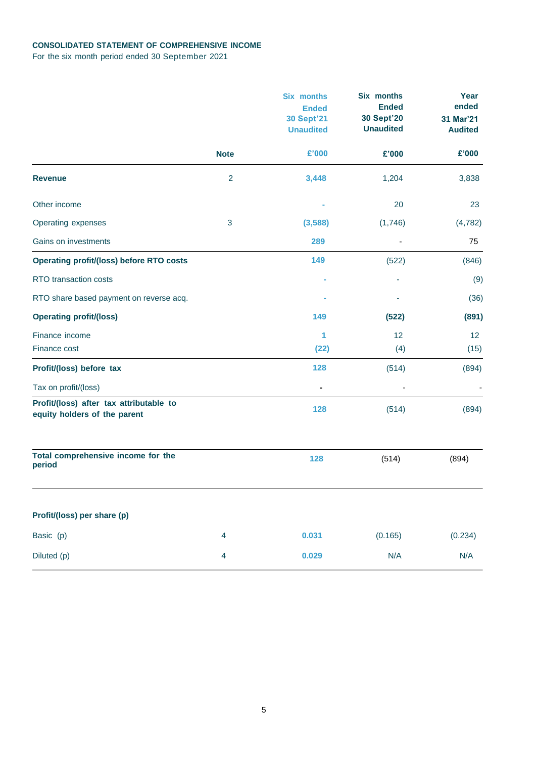**CONSOLIDATED STATEMENT OF COMPREHENSIVE INCOME**

For the six month period ended 30 September 2021

| | Note | Six months Ended 30 Sept'21 Unaudited | Six months Ended 30 Sept'20 Unaudited | Year ended 31 Mar'21 Audited |
|---|---|---|---|---|
| | | £'000 | £'000 | £'000 |
| **Revenue** | 2 | 3,448 | 1,204 | 3,838 |
| Other income | | - | 20 | 23 |
| Operating expenses | 3 | (3,588) | (1,746) | (4,782) |
| Gains on investments | | 289 | - | 75 |
| **Operating profit/(loss) before RTO costs** | | 149 | (522) | (846) |
| RTO transaction costs | | - | - | (9) |
| RTO share based payment on reverse acq. | | - | - | (36) |
| **Operating profit/(loss)** | | 149 | **(522)** | **(891)** |
| Finance income | | 1 | 12 | 12 |
| Finance cost | | (22) | (4) | (15) |
| **Profit/(loss) before tax** | | 128 | (514) | (894) |
| Tax on profit/(loss) | | - | - | - |
| **Profit/(loss) after tax attributable to equity holders of the parent** | | 128 | (514) | (894) |
| **Total comprehensive income for the period** | | 128 | (514) | (894) |
| **Profit/(loss) per share (p)** | | | | |
| Basic (p) | 4 | 0.031 | (0.165) | (0.234) |
| Diluted (p) | 4 | 0.029 | N/A | N/A |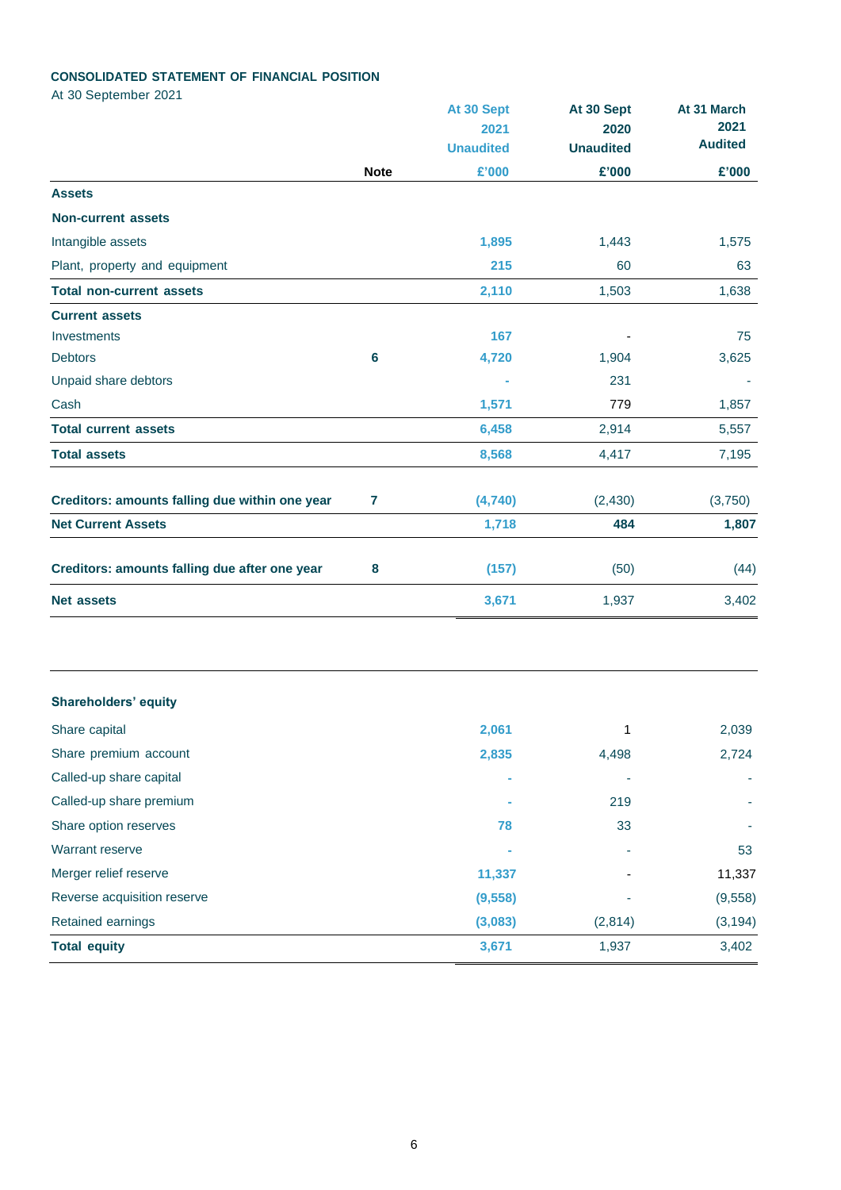**CONSOLIDATED STATEMENT OF FINANCIAL POSITION**

At 30 September 2021

| | Note | At 30 Sept 2021 Unaudited £'000 | At 30 Sept 2020 Unaudited £'000 | At 31 March 2021 Audited £'000 |
|---|---|---|---|---|
| **Assets** | | | | |
| **Non-current assets** | | | | |
| Intangible assets | | 1,895 | 1,443 | 1,575 |
| Plant, property and equipment | | 215 | 60 | 63 |
| **Total non-current assets** | | 2,110 | 1,503 | 1,638 |
| **Current assets** | | | | |
| Investments | | 167 | - | 75 |
| Debtors | 6 | 4,720 | 1,904 | 3,625 |
| Unpaid share debtors | | - | 231 | - |
| Cash | | 1,571 | 779 | 1,857 |
| **Total current assets** | | 6,458 | 2,914 | 5,557 |
| **Total assets** | | 8,568 | 4,417 | 7,195 |
| **Creditors: amounts falling due within one year** | 7 | (4,740) | (2,430) | (3,750) |
| **Net Current Assets** | | 1,718 | 484 | 1,807 |
| **Creditors: amounts falling due after one year** | 8 | (157) | (50) | (44) |
| **Net assets** | | 3,671 | 1,937 | 3,402 |

| | At 30 Sept 2021 Unaudited £'000 | At 30 Sept 2020 Unaudited £'000 | At 31 March 2021 Audited £'000 |
|---|---|---|---|
| **Shareholders' equity** | | | |
| Share capital | 2,061 | 1 | 2,039 |
| Share premium account | 2,835 | 4,498 | 2,724 |
| Called-up share capital | - | - | - |
| Called-up share premium | - | 219 | - |
| Share option reserves | 78 | 33 | - |
| Warrant reserve | - | - | 53 |
| Merger relief reserve | 11,337 | - | 11,337 |
| Reverse acquisition reserve | (9,558) | - | (9,558) |
| Retained earnings | (3,083) | (2,814) | (3,194) |
| **Total equity** | 3,671 | 1,937 | 3,402 |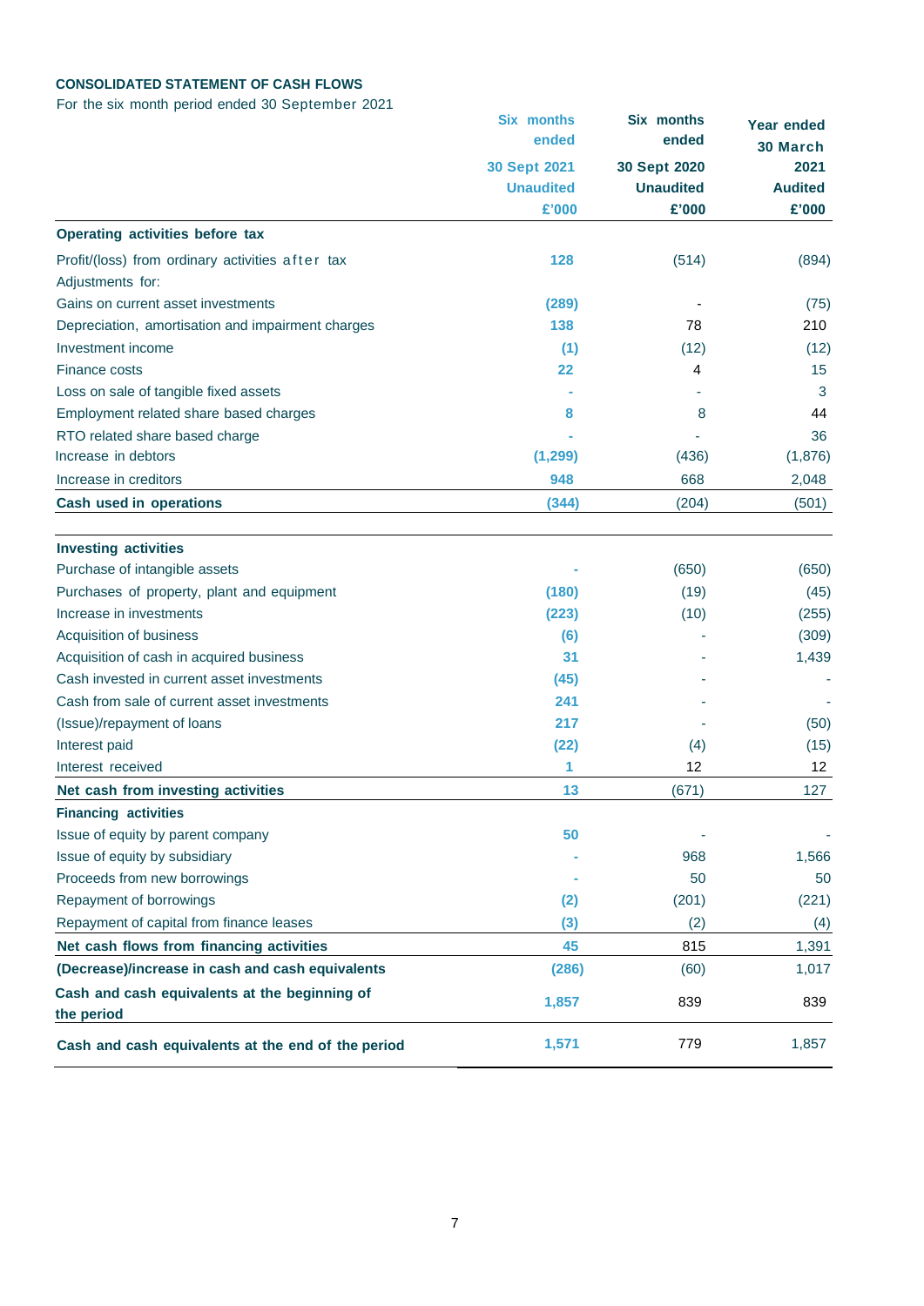**CONSOLIDATED STATEMENT OF CASH FLOWS**

For the six month period ended 30 September 2021

| | Six months ended 30 Sept 2021 Unaudited £'000 | Six months ended 30 Sept 2020 Unaudited £'000 | Year ended 30 March 2021 Audited £'000 |
|---|---|---|---|
| **Operating activities before tax** | | | |
| Profit/(loss) from ordinary activities after tax | 128 | (514) | (894) |
| Adjustments for: | | | |
| Gains on current asset investments | (289) | - | (75) |
| Depreciation, amortisation and impairment charges | 138 | 78 | 210 |
| Investment income | (1) | (12) | (12) |
| Finance costs | 22 | 4 | 15 |
| Loss on sale of tangible fixed assets | - | - | 3 |
| Employment related share based charges | 8 | 8 | 44 |
| RTO related share based charge | - | - | 36 |
| Increase in debtors | (1,299) | (436) | (1,876) |
| Increase in creditors | 948 | 668 | 2,048 |
| **Cash used in operations** | (344) | (204) | (501) |
| | | | |
| **Investing activities** | | | |
| Purchase of intangible assets | - | (650) | (650) |
| Purchases of property, plant and equipment | (180) | (19) | (45) |
| Increase in investments | (223) | (10) | (255) |
| Acquisition of business | (6) | - | (309) |
| Acquisition of cash in acquired business | 31 | - | 1,439 |
| Cash invested in current asset investments | (45) | - | - |
| Cash from sale of current asset investments | 241 | - | - |
| (Issue)/repayment of loans | 217 | - | (50) |
| Interest paid | (22) | (4) | (15) |
| Interest received | 1 | 12 | 12 |
| **Net cash from investing activities** | 13 | (671) | 127 |
| **Financing activities** | | | |
| Issue of equity by parent company | 50 | - | - |
| Issue of equity by subsidiary | - | 968 | 1,566 |
| Proceeds from new borrowings | - | 50 | 50 |
| Repayment of borrowings | (2) | (201) | (221) |
| Repayment of capital from finance leases | (3) | (2) | (4) |
| **Net cash flows from financing activities** | 45 | 815 | 1,391 |
| **(Decrease)/increase in cash and cash equivalents** | (286) | (60) | 1,017 |
| **Cash and cash equivalents at the beginning of the period** | 1,857 | 839 | 839 |
| **Cash and cash equivalents at the end of the period** | 1,571 | 779 | 1,857 |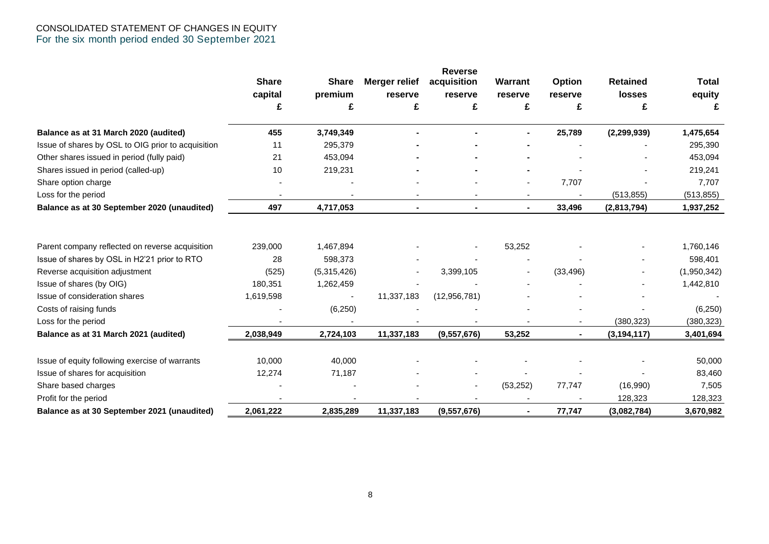CONSOLIDATED STATEMENT OF CHANGES IN EQUITY
For the six month period ended 30 September 2021

| | Share capital £ | Share premium £ | Merger relief reserve £ | Reverse acquisition reserve £ | Warrant reserve £ | Option reserve £ | Retained losses £ | Total equity £ |
|---|---|---|---|---|---|---|---|---|
| **Balance as at 31 March 2020 (audited)** | **455** | **3,749,349** | **-** | **-** | **-** | **25,789** | **(2,299,939)** | **1,475,654** |
| Issue of shares by OSL to OIG prior to acquisition | 11 | 295,379 | - | - | - | - | - | 295,390 |
| Other shares issued in period (fully paid) | 21 | 453,094 | - | - | - | - | - | 453,094 |
| Shares issued in period (called-up) | 10 | 219,231 | - | - | - | - | - | 219,241 |
| Share option charge | - | - | - | - | - | 7,707 | - | 7,707 |
| Loss for the period | - | - | - | - | - | - | (513,855) | (513,855) |
| **Balance as at 30 September 2020 (unaudited)** | **497** | **4,717,053** | **-** | **-** | **-** | **33,496** | **(2,813,794)** | **1,937,252** |
| | | | | | | | | |
| Parent company reflected on reverse acquisition | 239,000 | 1,467,894 | - | - | 53,252 | - | - | 1,760,146 |
| Issue of shares by OSL in H2'21 prior to RTO | 28 | 598,373 | - | - | - | - | - | 598,401 |
| Reverse acquisition adjustment | (525) | (5,315,426) | - | 3,399,105 | - | (33,496) | - | (1,950,342) |
| Issue of shares (by OIG) | 180,351 | 1,262,459 | - | - | - | - | - | 1,442,810 |
| Issue of consideration shares | 1,619,598 | - | 11,337,183 | (12,956,781) | - | - | - | - |
| Costs of raising funds | - | (6,250) | - | - | - | - | - | (6,250) |
| Loss for the period | - | - | - | - | - | - | (380,323) | (380,323) |
| **Balance as at 31 March 2021 (audited)** | **2,038,949** | **2,724,103** | **11,337,183** | **(9,557,676)** | **53,252** | **-** | **(3,194,117)** | **3,401,694** |
| | | | | | | | | |
| Issue of equity following exercise of warrants | 10,000 | 40,000 | - | - | - | - | - | 50,000 |
| Issue of shares for acquisition | 12,274 | 71,187 | - | - | - | - | - | 83,460 |
| Share based charges | - | - | - | - | (53,252) | 77,747 | (16,990) | 7,505 |
| Profit for the period | - | - | - | - | - | - | 128,323 | 128,323 |
| **Balance as at 30 September 2021 (unaudited)** | **2,061,222** | **2,835,289** | **11,337,183** | **(9,557,676)** | **-** | **77,747** | **(3,082,784)** | **3,670,982** |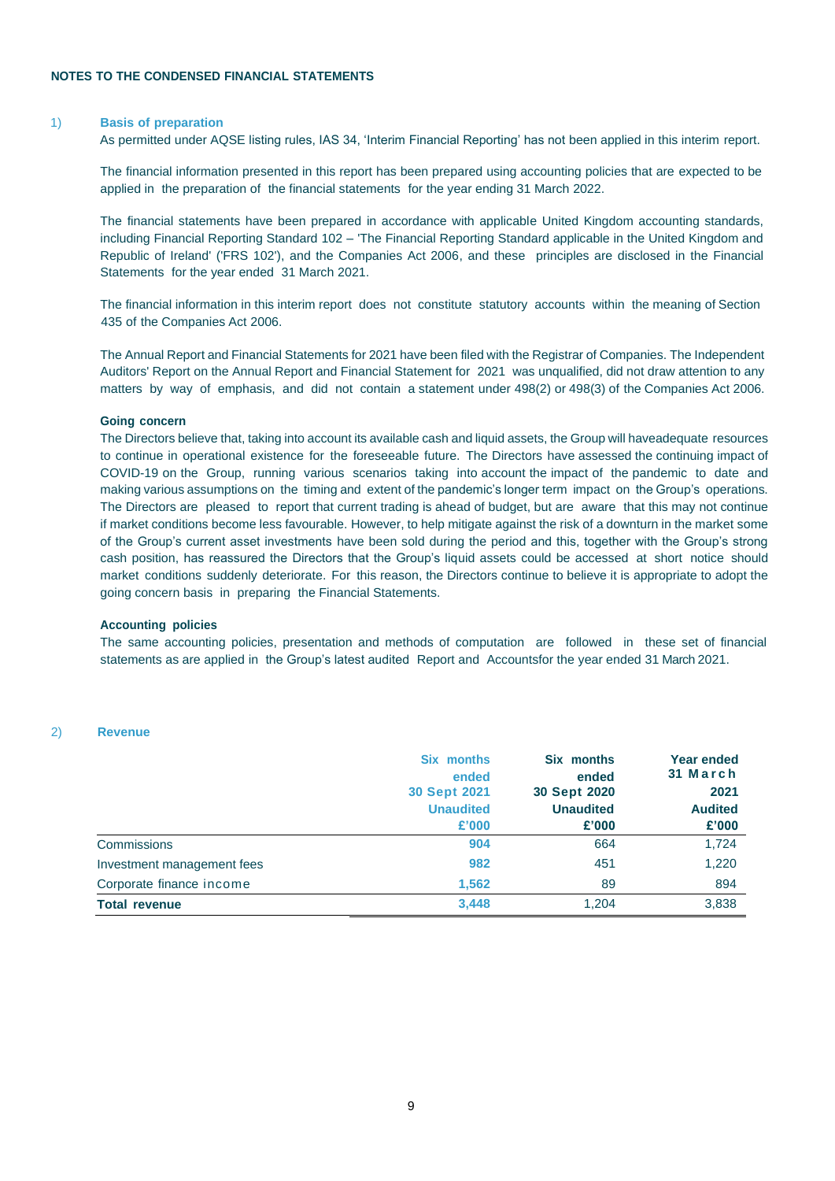**NOTES TO THE CONDENSED FINANCIAL STATEMENTS**

## 1) Basis of preparation

As permitted under AQSE listing rules, IAS 34, 'Interim Financial Reporting' has not been applied in this interim report.

The financial information presented in this report has been prepared using accounting policies that are expected to be applied in the preparation of the financial statements for the year ending 31 March 2022.

The financial statements have been prepared in accordance with applicable United Kingdom accounting standards, including Financial Reporting Standard 102 – 'The Financial Reporting Standard applicable in the United Kingdom and Republic of Ireland' ('FRS 102'), and the Companies Act 2006, and these principles are disclosed in the Financial Statements for the year ended 31 March 2021.

The financial information in this interim report does not constitute statutory accounts within the meaning of Section 435 of the Companies Act 2006.

The Annual Report and Financial Statements for 2021 have been filed with the Registrar of Companies. The Independent Auditors' Report on the Annual Report and Financial Statement for 2021 was unqualified, did not draw attention to any matters by way of emphasis, and did not contain a statement under 498(2) or 498(3) of the Companies Act 2006.

**Going concern**

The Directors believe that, taking into account its available cash and liquid assets, the Group will haveadequate resources to continue in operational existence for the foreseeable future. The Directors have assessed the continuing impact of COVID-19 on the Group, running various scenarios taking into account the impact of the pandemic to date and making various assumptions on the timing and extent of the pandemic's longer term impact on the Group's operations. The Directors are pleased to report that current trading is ahead of budget, but are aware that this may not continue if market conditions become less favourable. However, to help mitigate against the risk of a downturn in the market some of the Group's current asset investments have been sold during the period and this, together with the Group's strong cash position, has reassured the Directors that the Group's liquid assets could be accessed at short notice should market conditions suddenly deteriorate. For this reason, the Directors continue to believe it is appropriate to adopt the going concern basis in preparing the Financial Statements.

**Accounting policies**

The same accounting policies, presentation and methods of computation are followed in these set of financial statements as are applied in the Group's latest audited Report and Accountsfor the year ended 31 March 2021.

## 2) Revenue

| | Six months ended 30 Sept 2021 Unaudited £'000 | Six months ended 30 Sept 2020 Unaudited £'000 | Year ended 31 March 2021 Audited £'000 |
|---|---|---|---|
| Commissions | 904 | 664 | 1,724 |
| Investment management fees | 982 | 451 | 1,220 |
| Corporate finance income | 1,562 | 89 | 894 |
| **Total revenue** | 3,448 | 1,204 | 3,838 |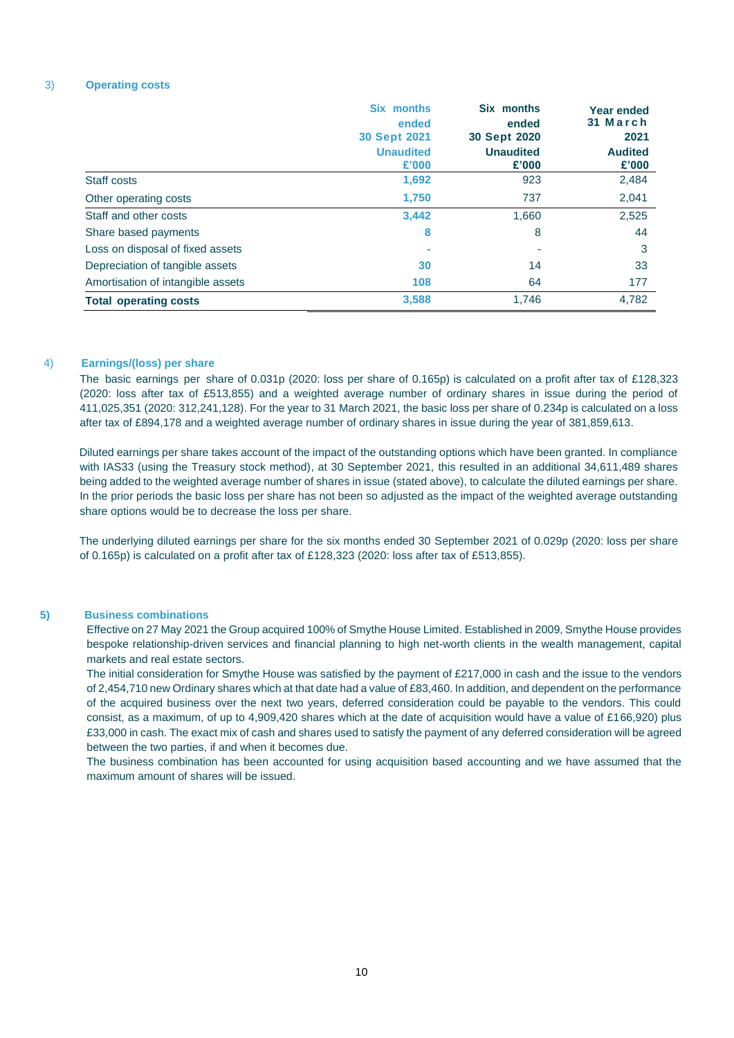### 3) Operating costs

| | Six months ended 30 Sept 2021 Unaudited £'000 | Six months ended 30 Sept 2020 Unaudited £'000 | Year ended 31 March 2021 Audited £'000 |
|---|---|---|---|
| Staff costs | **1,692** | 923 | 2,484 |
| Other operating costs | **1,750** | 737 | 2,041 |
| Staff and other costs | **3,442** | 1,660 | 2,525 |
| Share based payments | **8** | 8 | 44 |
| Loss on disposal of fixed assets | **-** | - | 3 |
| Depreciation of tangible assets | **30** | 14 | 33 |
| Amortisation of intangible assets | **108** | 64 | 177 |
| **Total operating costs** | **3,588** | 1,746 | 4,782 |

### 4) Earnings/(loss) per share

The basic earnings per share of 0.031p (2020: loss per share of 0.165p) is calculated on a profit after tax of £128,323 (2020: loss after tax of £513,855) and a weighted average number of ordinary shares in issue during the period of 411,025,351 (2020: 312,241,128). For the year to 31 March 2021, the basic loss per share of 0.234p is calculated on a loss after tax of £894,178 and a weighted average number of ordinary shares in issue during the year of 381,859,613.

Diluted earnings per share takes account of the impact of the outstanding options which have been granted. In compliance with IAS33 (using the Treasury stock method), at 30 September 2021, this resulted in an additional 34,611,489 shares being added to the weighted average number of shares in issue (stated above), to calculate the diluted earnings per share. In the prior periods the basic loss per share has not been so adjusted as the impact of the weighted average outstanding share options would be to decrease the loss per share.

The underlying diluted earnings per share for the six months ended 30 September 2021 of 0.029p (2020: loss per share of 0.165p) is calculated on a profit after tax of £128,323 (2020: loss after tax of £513,855).

### 5) Business combinations

Effective on 27 May 2021 the Group acquired 100% of Smythe House Limited. Established in 2009, Smythe House provides bespoke relationship-driven services and financial planning to high net-worth clients in the wealth management, capital markets and real estate sectors.

The initial consideration for Smythe House was satisfied by the payment of £217,000 in cash and the issue to the vendors of 2,454,710 new Ordinary shares which at that date had a value of £83,460. In addition, and dependent on the performance of the acquired business over the next two years, deferred consideration could be payable to the vendors. This could consist, as a maximum, of up to 4,909,420 shares which at the date of acquisition would have a value of £166,920) plus £33,000 in cash. The exact mix of cash and shares used to satisfy the payment of any deferred consideration will be agreed between the two parties, if and when it becomes due.

The business combination has been accounted for using acquisition based accounting and we have assumed that the maximum amount of shares will be issued.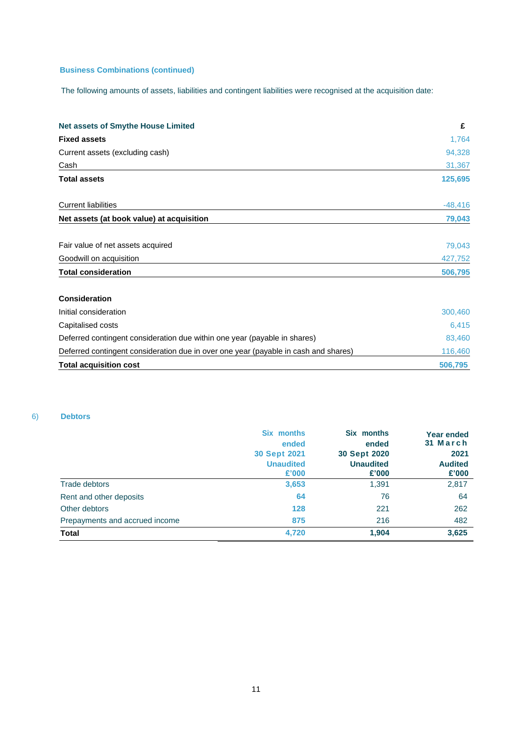### Business Combinations (continued)

The following amounts of assets, liabilities and contingent liabilities were recognised at the acquisition date:

| **Net assets of Smythe House Limited** | **£** |
|---|---|
| **Fixed assets** | 1,764 |
| Current assets (excluding cash) | 94,328 |
| Cash | 31,367 |
| **Total assets** | **125,695** |
| | |
| Current liabilities | -48,416 |
| **Net assets (at book value) at acquisition** | **79,043** |
| | |
| Fair value of net assets acquired | 79,043 |
| Goodwill on acquisition | 427,752 |
| **Total consideration** | **506,795** |
| | |
| **Consideration** | |
| Initial consideration | 300,460 |
| Capitalised costs | 6,415 |
| Deferred contingent consideration due within one year (payable in shares) | 83,460 |
| Deferred contingent consideration due in over one year (payable in cash and shares) | 116,460 |
| **Total acquisition cost** | **506,795** |

## 6) Debtors

| | Six months ended 30 Sept 2021 Unaudited £'000 | Six months ended 30 Sept 2020 Unaudited £'000 | Year ended 31 March 2021 Audited £'000 |
|---|---|---|---|
| Trade debtors | **3,653** | 1,391 | 2,817 |
| Rent and other deposits | **64** | 76 | 64 |
| Other debtors | **128** | 221 | 262 |
| Prepayments and accrued income | **875** | 216 | 482 |
| **Total** | **4,720** | **1,904** | **3,625** |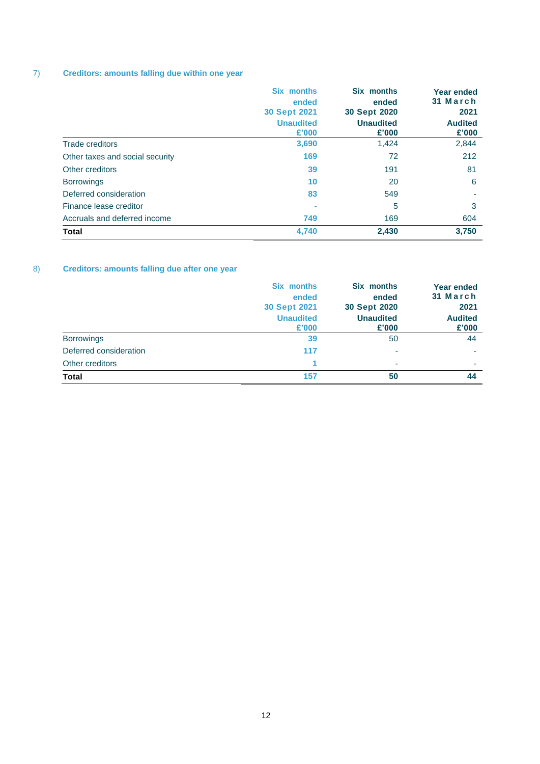## 7) Creditors: amounts falling due within one year

| | Six months ended 30 Sept 2021 Unaudited £'000 | Six months ended 30 Sept 2020 Unaudited £'000 | Year ended 31 March 2021 Audited £'000 |
|---|---|---|---|
| Trade creditors | 3,690 | 1,424 | 2,844 |
| Other taxes and social security | 169 | 72 | 212 |
| Other creditors | 39 | 191 | 81 |
| Borrowings | 10 | 20 | 6 |
| Deferred consideration | 83 | 549 | - |
| Finance lease creditor | - | 5 | 3 |
| Accruals and deferred income | 749 | 169 | 604 |
| **Total** | **4,740** | **2,430** | **3,750** |

## 8) Creditors: amounts falling due after one year

| | Six months ended 30 Sept 2021 Unaudited £'000 | Six months ended 30 Sept 2020 Unaudited £'000 | Year ended 31 March 2021 Audited £'000 |
|---|---|---|---|
| Borrowings | 39 | 50 | 44 |
| Deferred consideration | 117 | - | - |
| Other creditors | 1 | - | - |
| **Total** | **157** | **50** | **44** |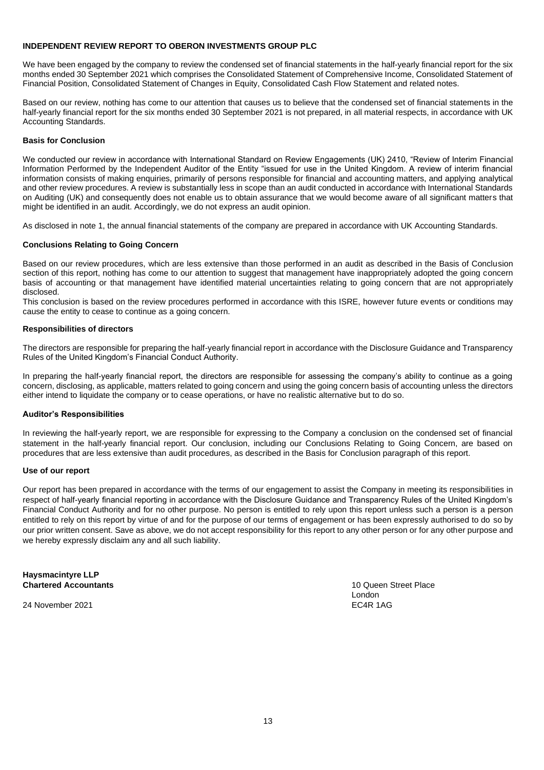## INDEPENDENT REVIEW REPORT TO OBERON INVESTMENTS GROUP PLC

We have been engaged by the company to review the condensed set of financial statements in the half-yearly financial report for the six months ended 30 September 2021 which comprises the Consolidated Statement of Comprehensive Income, Consolidated Statement of Financial Position, Consolidated Statement of Changes in Equity, Consolidated Cash Flow Statement and related notes.

Based on our review, nothing has come to our attention that causes us to believe that the condensed set of financial statements in the half-yearly financial report for the six months ended 30 September 2021 is not prepared, in all material respects, in accordance with UK Accounting Standards.

### Basis for Conclusion

We conducted our review in accordance with International Standard on Review Engagements (UK) 2410, "Review of Interim Financial Information Performed by the Independent Auditor of the Entity "issued for use in the United Kingdom. A review of interim financial information consists of making enquiries, primarily of persons responsible for financial and accounting matters, and applying analytical and other review procedures. A review is substantially less in scope than an audit conducted in accordance with International Standards on Auditing (UK) and consequently does not enable us to obtain assurance that we would become aware of all significant matters that might be identified in an audit. Accordingly, we do not express an audit opinion.

As disclosed in note 1, the annual financial statements of the company are prepared in accordance with UK Accounting Standards.

### Conclusions Relating to Going Concern

Based on our review procedures, which are less extensive than those performed in an audit as described in the Basis of Conclusion section of this report, nothing has come to our attention to suggest that management have inappropriately adopted the going concern basis of accounting or that management have identified material uncertainties relating to going concern that are not appropriately disclosed.
This conclusion is based on the review procedures performed in accordance with this ISRE, however future events or conditions may cause the entity to cease to continue as a going concern.

### Responsibilities of directors

The directors are responsible for preparing the half-yearly financial report in accordance with the Disclosure Guidance and Transparency Rules of the United Kingdom's Financial Conduct Authority.

In preparing the half-yearly financial report, the directors are responsible for assessing the company's ability to continue as a going concern, disclosing, as applicable, matters related to going concern and using the going concern basis of accounting unless the directors either intend to liquidate the company or to cease operations, or have no realistic alternative but to do so.

### Auditor's Responsibilities

In reviewing the half-yearly report, we are responsible for expressing to the Company a conclusion on the condensed set of financial statement in the half-yearly financial report. Our conclusion, including our Conclusions Relating to Going Concern, are based on procedures that are less extensive than audit procedures, as described in the Basis for Conclusion paragraph of this report.

### Use of our report

Our report has been prepared in accordance with the terms of our engagement to assist the Company in meeting its responsibilities in respect of half-yearly financial reporting in accordance with the Disclosure Guidance and Transparency Rules of the United Kingdom's Financial Conduct Authority and for no other purpose. No person is entitled to rely upon this report unless such a person is a person entitled to rely on this report by virtue of and for the purpose of our terms of engagement or has been expressly authorised to do so by our prior written consent. Save as above, we do not accept responsibility for this report to any other person or for any other purpose and we hereby expressly disclaim any and all such liability.

**Haysmacintyre LLP**
**Chartered Accountants**

24 November 2021

10 Queen Street Place
London
EC4R 1AG